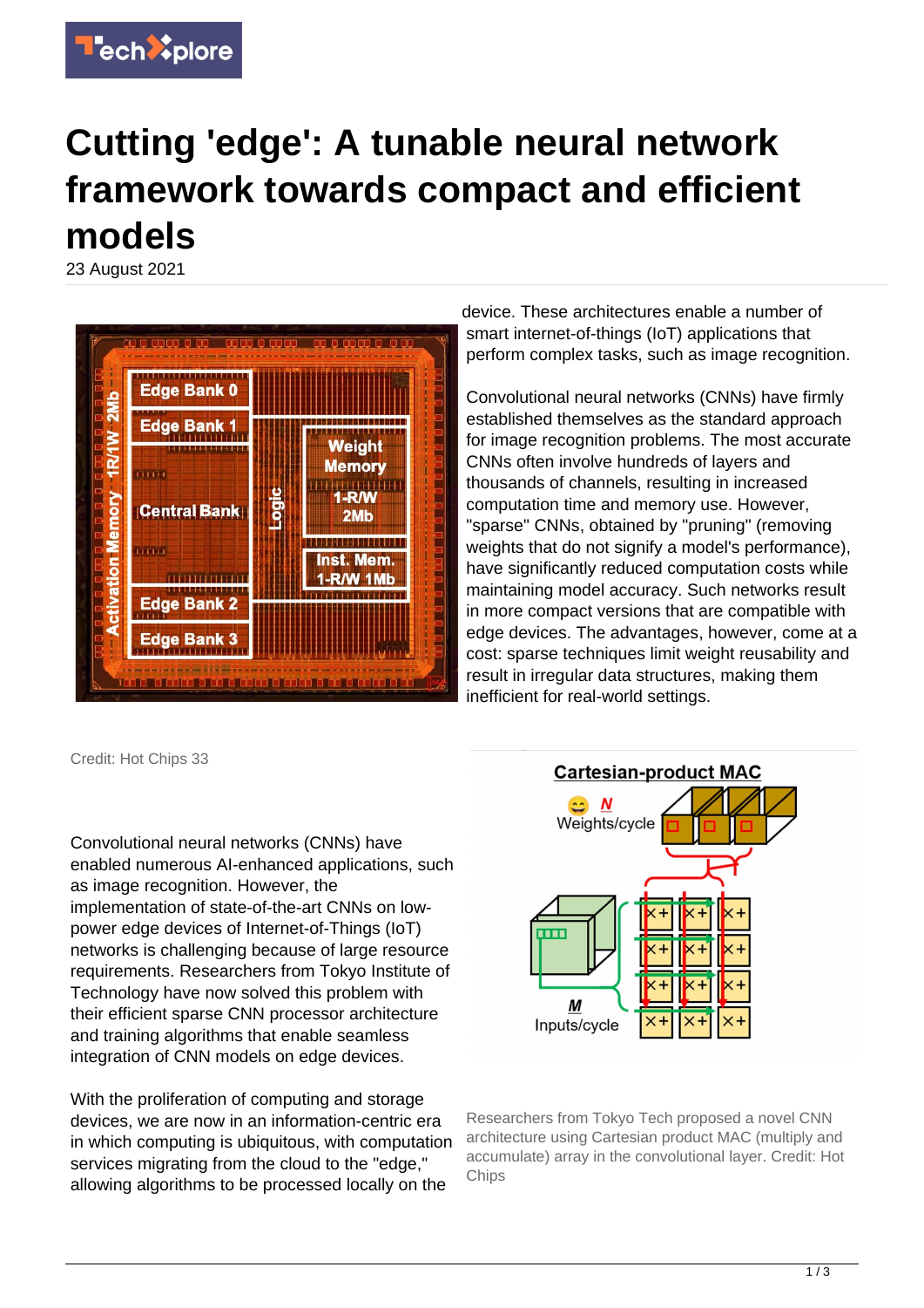# Cutting 'edge': A tunable neural network framework towards compact and efficient models

23 August 2021

Credit: Hot Chips 33

Convolutional neural networks (CNNs) have enabled numerous AI-enhanced applications, such as image recognition. However, the implementation of state-of-the-art CNNs on low-power edge devices of Internet-of-Things (IoT) networks is challenging because of large resource requirements. Researchers from Tokyo Institute of Technology have now solved this problem with their efficient sparse CNN processor architecture and training algorithms that enable seamless integration of CNN models on edge devices.

With the proliferation of computing and storage devices, we are now in an information-centric era in which computing is ubiquitous, with computation services migrating from the cloud to the "edge," allowing algorithms to be processed locally on the device. These architectures enable a number of smart internet-of-things (IoT) applications that perform complex tasks, such as image recognition.

Convolutional neural networks (CNNs) have firmly established themselves as the standard approach for image recognition problems. The most accurate CNNs often involve hundreds of layers and thousands of channels, resulting in increased computation time and memory use. However, "sparse" CNNs, obtained by "pruning" (removing weights that do not signify a model's performance), have significantly reduced computation costs while maintaining model accuracy. Such networks result in more compact versions that are compatible with edge devices. The advantages, however, come at a cost: sparse techniques limit weight reusability and result in irregular data structures, making them inefficient for real-world settings.

Researchers from Tokyo Tech proposed a novel CNN architecture using Cartesian product MAC (multiply and accumulate) array in the convolutional layer. Credit: Hot Chips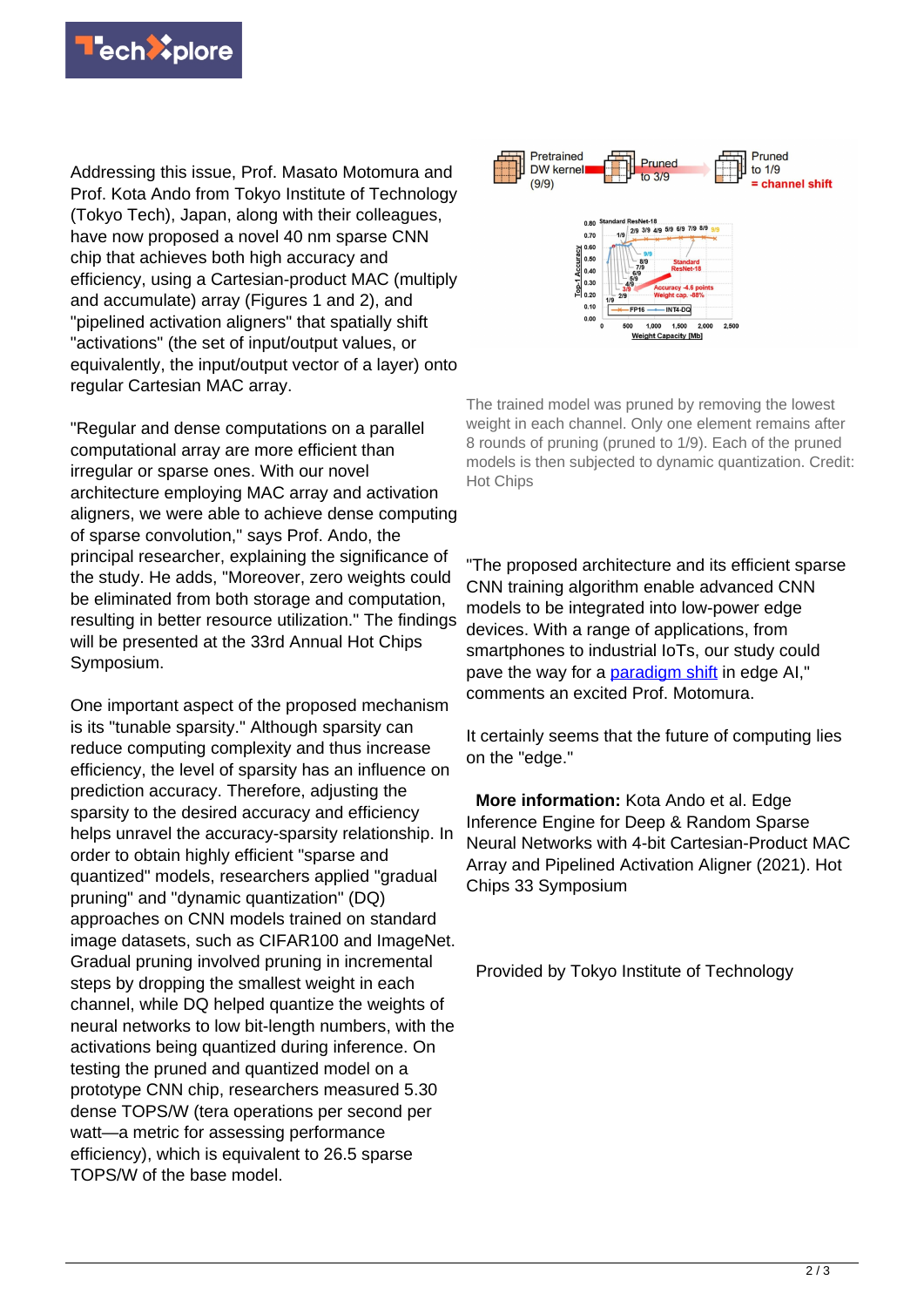Addressing this issue, Prof. Masato Motomura and Prof. Kota Ando from Tokyo Institute of Technology (Tokyo Tech), Japan, along with their colleagues, have now proposed a novel 40 nm sparse CNN chip that achieves both high accuracy and efficiency, using a Cartesian-product MAC (multiply and accumulate) array (Figures 1 and 2), and "pipelined activation aligners" that spatially shift "activations" (the set of input/output values, or equivalently, the input/output vector of a layer) onto regular Cartesian MAC array.

"Regular and dense computations on a parallel computational array are more efficient than irregular or sparse ones. With our novel architecture employing MAC array and activation aligners, we were able to achieve dense computing of sparse convolution," says Prof. Ando, the principal researcher, explaining the significance of the study. He adds, "Moreover, zero weights could be eliminated from both storage and computation, resulting in better resource utilization." The findings will be presented at the 33rd Annual Hot Chips Symposium.

One important aspect of the proposed mechanism is its "tunable sparsity." Although sparsity can reduce computing complexity and thus increase efficiency, the level of sparsity has an influence on prediction accuracy. Therefore, adjusting the sparsity to the desired accuracy and efficiency helps unravel the accuracy-sparsity relationship. In order to obtain highly efficient "sparse and quantized" models, researchers applied "gradual pruning" and "dynamic quantization" (DQ) approaches on CNN models trained on standard image datasets, such as CIFAR100 and ImageNet. Gradual pruning involved pruning in incremental steps by dropping the smallest weight in each channel, while DQ helped quantize the weights of neural networks to low bit-length numbers, with the activations being quantized during inference. On testing the pruned and quantized model on a prototype CNN chip, researchers measured 5.30 dense TOPS/W (tera operations per second per watt—a metric for assessing performance efficiency), which is equivalent to 26.5 sparse TOPS/W of the base model.

The trained model was pruned by removing the lowest weight in each channel. Only one element remains after 8 rounds of pruning (pruned to 1/9). Each of the pruned models is then subjected to dynamic quantization. Credit: Hot Chips

"The proposed architecture and its efficient sparse CNN training algorithm enable advanced CNN models to be integrated into low-power edge devices. With a range of applications, from smartphones to industrial IoTs, our study could pave the way for a paradigm shift in edge AI," comments an excited Prof. Motomura.

It certainly seems that the future of computing lies on the "edge."

**More information:** Kota Ando et al. Edge Inference Engine for Deep & Random Sparse Neural Networks with 4-bit Cartesian-Product MAC Array and Pipelined Activation Aligner (2021). Hot Chips 33 Symposium

Provided by Tokyo Institute of Technology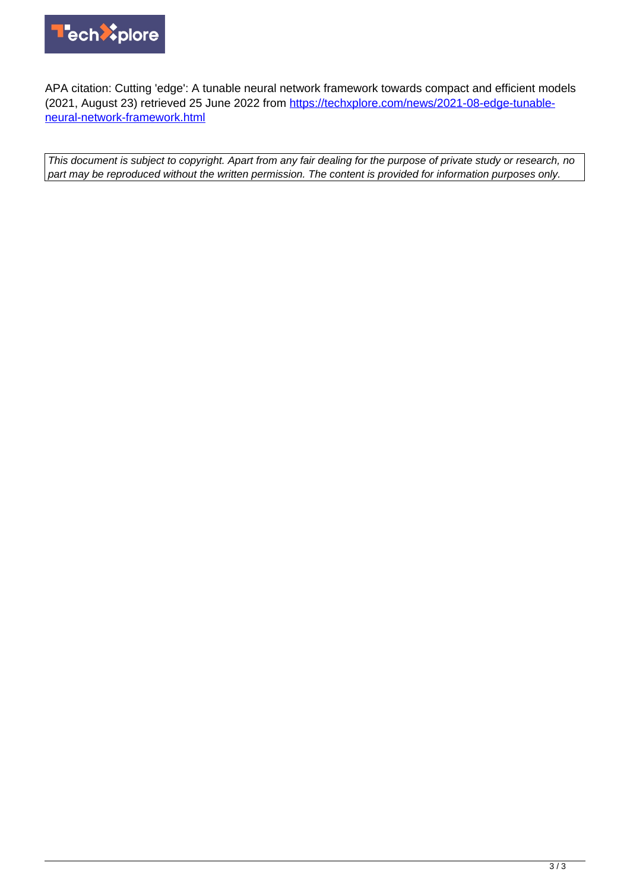APA citation: Cutting 'edge': A tunable neural network framework towards compact and efficient models (2021, August 23) retrieved 25 June 2022 from https://techxplore.com/news/2021-08-edge-tunable-neural-network-framework.html

*This document is subject to copyright. Apart from any fair dealing for the purpose of private study or research, no part may be reproduced without the written permission. The content is provided for information purposes only.*